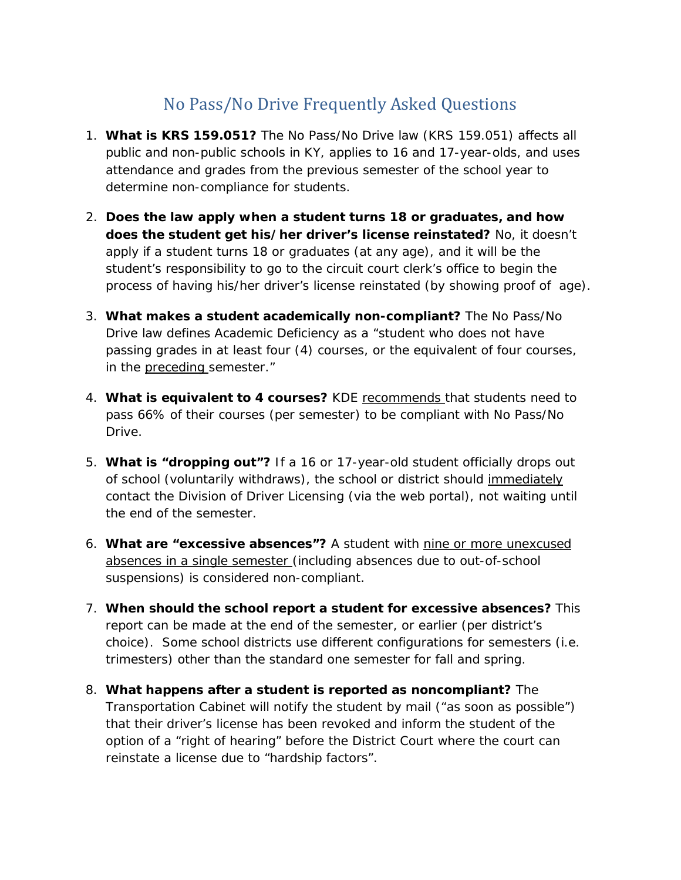# No Pass/No Drive Frequently Asked Questions

1. **What is KRS 159.051?** The No Pass/No Drive law (KRS 159.051) affects all public and non-public schools in KY, applies to 16 and 17-year-olds, and uses attendance and grades from the previous semester of the school year to determine non-compliance for students.

2. **Does the law apply when a student turns 18 or graduates, and how does the student get his/her driver's license reinstated?** No, it doesn't apply if a student turns 18 or graduates (at any age), and it will be the student's responsibility to go to the circuit court clerk's office to begin the process of having his/her driver's license reinstated (by showing proof of age).

3. **What makes a student academically non-compliant?** The No Pass/No Drive law defines Academic Deficiency as a "student who does not have passing grades in at least four (4) courses, or the equivalent of four courses, in the preceding semester."

4. **What is equivalent to 4 courses?** KDE recommends that students need to pass 66% of their courses (per semester) to be compliant with No Pass/No Drive.

5. **What is "dropping out"?** If a 16 or 17-year-old student officially drops out of school (voluntarily withdraws), the school or district should immediately contact the Division of Driver Licensing (via the web portal), not waiting until the end of the semester.

6. **What are "excessive absences"?** A student with nine or more unexcused absences in a single semester (including absences due to out-of-school suspensions) is considered non-compliant.

7. **When should the school report a student for excessive absences?** This report can be made at the end of the semester, or earlier (per district's choice). Some school districts use different configurations for semesters (i.e. trimesters) other than the standard one semester for fall and spring.

8. **What happens after a student is reported as noncompliant?** The Transportation Cabinet will notify the student by mail ("as soon as possible") that their driver's license has been revoked and inform the student of the option of a "right of hearing" before the District Court where the court can reinstate a license due to "hardship factors".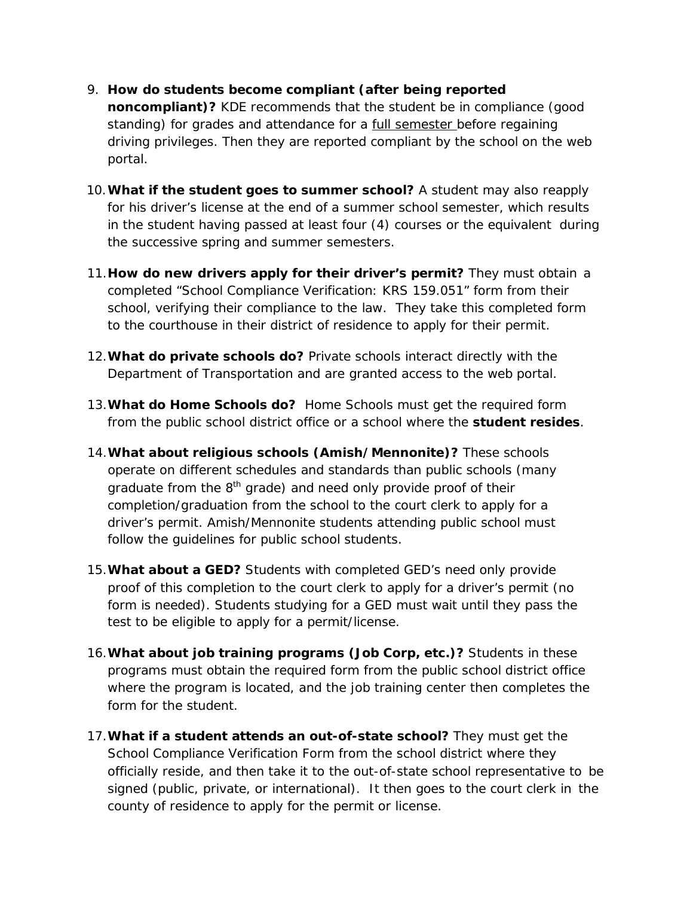9. **How do students become compliant (after being reported noncompliant)?** KDE recommends that the student be in compliance (good standing) for grades and attendance for a full semester before regaining driving privileges. Then they are reported compliant by the school on the web portal.

10. **What if the student goes to summer school?** A student may also reapply for his driver's license at the end of a summer school semester, which results in the student having passed at least four (4) courses or the equivalent during the successive spring and summer semesters.

11. **How do new drivers apply for their driver's permit?** They must obtain a completed "School Compliance Verification: KRS 159.051" form from their school, verifying their compliance to the law. They take this completed form to the courthouse in their district of residence to apply for their permit.

12. **What do private schools do?** Private schools interact directly with the Department of Transportation and are granted access to the web portal.

13. **What do Home Schools do?** Home Schools must get the required form from the public school district office or a school where the **student resides**.

14. **What about religious schools (Amish/Mennonite)?** These schools operate on different schedules and standards than public schools (many graduate from the 8th grade) and need only provide proof of their completion/graduation from the school to the court clerk to apply for a driver's permit. Amish/Mennonite students attending public school must follow the guidelines for public school students.

15. **What about a GED?** Students with completed GED's need only provide proof of this completion to the court clerk to apply for a driver's permit (no form is needed). Students studying for a GED must wait until they pass the test to be eligible to apply for a permit/license.

16. **What about job training programs (Job Corp, etc.)?** Students in these programs must obtain the required form from the public school district office where the program is located, and the job training center then completes the form for the student.

17. **What if a student attends an out-of-state school?** They must get the School Compliance Verification Form from the school district where they officially reside, and then take it to the out-of-state school representative to be signed (public, private, or international). It then goes to the court clerk in the county of residence to apply for the permit or license.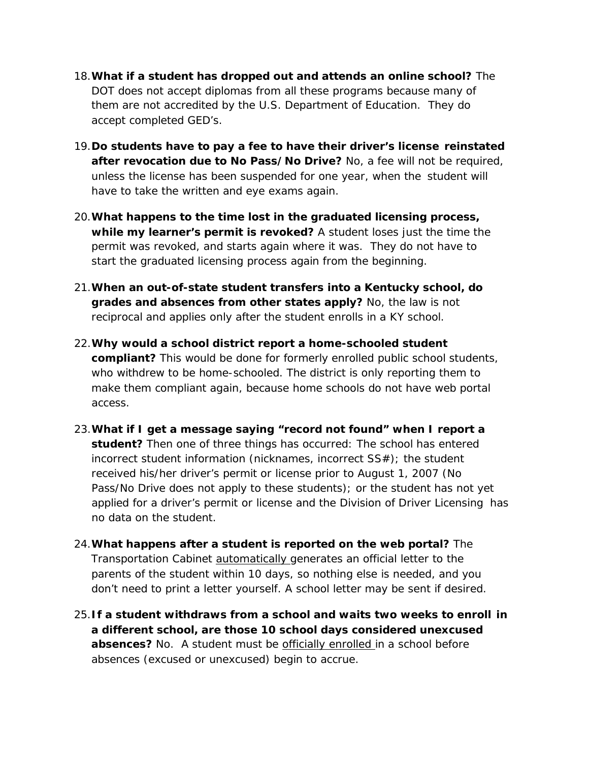18. **What if a student has dropped out and attends an online school?** The DOT does not accept diplomas from all these programs because many of them are not accredited by the U.S. Department of Education. They do accept completed GED's.

19. **Do students have to pay a fee to have their driver's license reinstated after revocation due to No Pass/No Drive?** No, a fee will not be required, unless the license has been suspended for one year, when the student will have to take the written and eye exams again.

20. **What happens to the time lost in the graduated licensing process, while my learner's permit is revoked?** A student loses just the time the permit was revoked, and starts again where it was. They do not have to start the graduated licensing process again from the beginning.

21. **When an out-of-state student transfers into a Kentucky school, do grades and absences from other states apply?** No, the law is not reciprocal and applies only after the student enrolls in a KY school.

22. **Why would a school district report a home-schooled student compliant?** This would be done for formerly enrolled public school students, who withdrew to be home-schooled. The district is only reporting them to make them compliant again, because home schools do not have web portal access.

23. **What if I get a message saying "record not found" when I report a student?** Then one of three things has occurred: The school has entered incorrect student information (nicknames, incorrect SS#); the student received his/her driver's permit or license prior to August 1, 2007 (No Pass/No Drive does not apply to these students); or the student has not yet applied for a driver's permit or license and the Division of Driver Licensing has no data on the student.

24. **What happens after a student is reported on the web portal?** The Transportation Cabinet <u>automatically</u> generates an official letter to the parents of the student within 10 days, so nothing else is needed, and you don't need to print a letter yourself. A school letter may be sent if desired.

25. **If a student withdraws from a school and waits two weeks to enroll in a different school, are those 10 school days considered unexcused absences?** No. A student must be <u>officially enrolled</u> in a school before absences (excused or unexcused) begin to accrue.